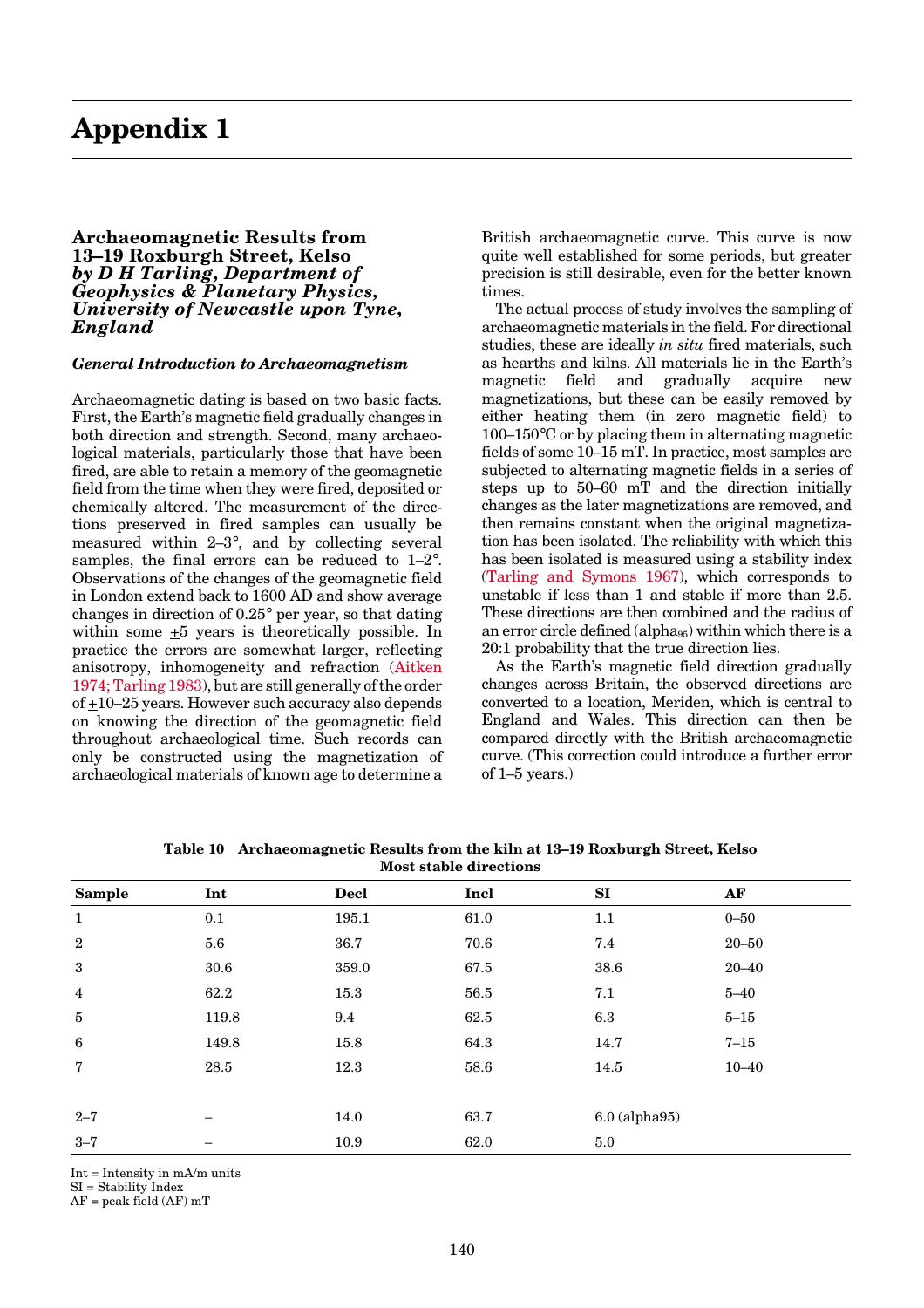# Appendix 1

## Archaeomagnetic Results from 13–19 Roxburgh Street, Kelso
### *by D H Tarling, Department of Geophysics & Planetary Physics, University of Newcastle upon Tyne, England*

#### *General Introduction to Archaeomagnetism*

Archaeomagnetic dating is based on two basic facts. First, the Earth's magnetic field gradually changes in both direction and strength. Second, many archaeological materials, particularly those that have been fired, are able to retain a memory of the geomagnetic field from the time when they were fired, deposited or chemically altered. The measurement of the directions preserved in fired samples can usually be measured within 2–3°, and by collecting several samples, the final errors can be reduced to 1–2°. Observations of the changes of the geomagnetic field in London extend back to 1600 AD and show average changes in direction of 0.25° per year, so that dating within some ±5 years is theoretically possible. In practice the errors are somewhat larger, reflecting anisotropy, inhomogeneity and refraction (Aitken 1974; Tarling 1983), but are still generally of the order of ±10–25 years. However such accuracy also depends on knowing the direction of the geomagnetic field throughout archaeological time. Such records can only be constructed using the magnetization of archaeological materials of known age to determine a British archaeomagnetic curve. This curve is now quite well established for some periods, but greater precision is still desirable, even for the better known times.

The actual process of study involves the sampling of archaeomagnetic materials in the field. For directional studies, these are ideally *in situ* fired materials, such as hearths and kilns. All materials lie in the Earth's magnetic field and gradually acquire new magnetizations, but these can be easily removed by either heating them (in zero magnetic field) to 100–150°C or by placing them in alternating magnetic fields of some 10–15 mT. In practice, most samples are subjected to alternating magnetic fields in a series of steps up to 50–60 mT and the direction initially changes as the later magnetizations are removed, and then remains constant when the original magnetization has been isolated. The reliability with which this has been isolated is measured using a stability index (Tarling and Symons 1967), which corresponds to unstable if less than 1 and stable if more than 2.5. These directions are then combined and the radius of an error circle defined ($alpha_{95}$) within which there is a 20:1 probability that the true direction lies.

As the Earth's magnetic field direction gradually changes across Britain, the observed directions are converted to a location, Meriden, which is central to England and Wales. This direction can then be compared directly with the British archaeomagnetic curve. (This correction could introduce a further error of 1–5 years.)

**Table 10 Archaeomagnetic Results from the kiln at 13–19 Roxburgh Street, Kelso**
**Most stable directions**

| Sample | Int | Decl | Incl | SI | AF |
|---|---|---|---|---|---|
| 1 | 0.1 | 195.1 | 61.0 | 1.1 | 0–50 |
| 2 | 5.6 | 36.7 | 70.6 | 7.4 | 20–50 |
| 3 | 30.6 | 359.0 | 67.5 | 38.6 | 20–40 |
| 4 | 62.2 | 15.3 | 56.5 | 7.1 | 5–40 |
| 5 | 119.8 | 9.4 | 62.5 | 6.3 | 5–15 |
| 6 | 149.8 | 15.8 | 64.3 | 14.7 | 7–15 |
| 7 | 28.5 | 12.3 | 58.6 | 14.5 | 10–40 |
| | | | | | |
| 2–7 | – | 14.0 | 63.7 | 6.0 (alpha95) | |
| 3–7 | – | 10.9 | 62.0 | 5.0 | |

Int = Intensity in mA/m units
SI = Stability Index
AF = peak field (AF) mT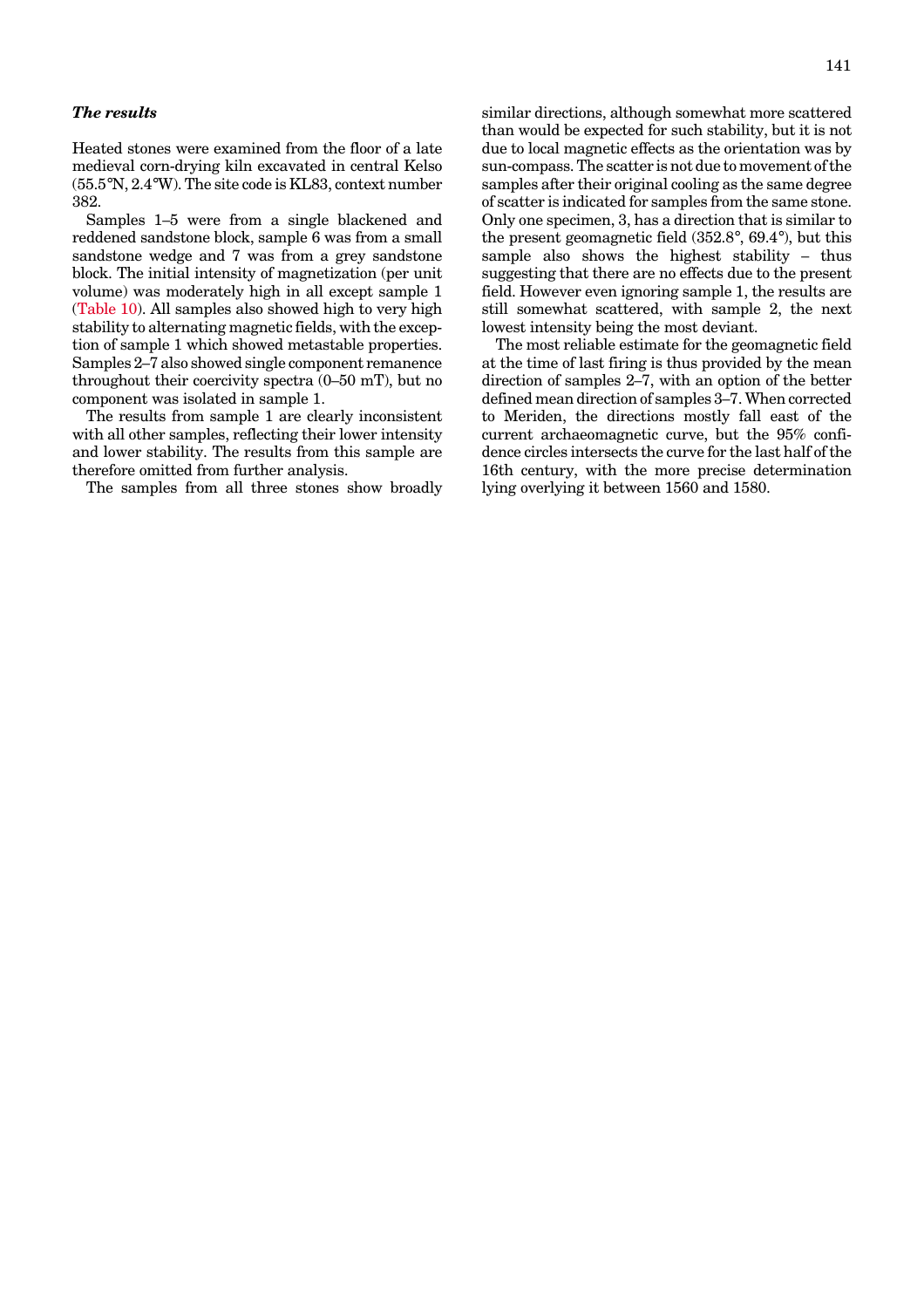### *The results*

Heated stones were examined from the floor of a late medieval corn-drying kiln excavated in central Kelso (55.5°N, 2.4°W). The site code is KL83, context number 382.

Samples 1–5 were from a single blackened and reddened sandstone block, sample 6 was from a small sandstone wedge and 7 was from a grey sandstone block. The initial intensity of magnetization (per unit volume) was moderately high in all except sample 1 (Table 10). All samples also showed high to very high stability to alternating magnetic fields, with the exception of sample 1 which showed metastable properties. Samples 2–7 also showed single component remanence throughout their coercivity spectra (0–50 mT), but no component was isolated in sample 1.

The results from sample 1 are clearly inconsistent with all other samples, reflecting their lower intensity and lower stability. The results from this sample are therefore omitted from further analysis.

The samples from all three stones show broadly similar directions, although somewhat more scattered than would be expected for such stability, but it is not due to local magnetic effects as the orientation was by sun-compass. The scatter is not due to movement of the samples after their original cooling as the same degree of scatter is indicated for samples from the same stone. Only one specimen, 3, has a direction that is similar to the present geomagnetic field (352.8°, 69.4°), but this sample also shows the highest stability – thus suggesting that there are no effects due to the present field. However even ignoring sample 1, the results are still somewhat scattered, with sample 2, the next lowest intensity being the most deviant.

The most reliable estimate for the geomagnetic field at the time of last firing is thus provided by the mean direction of samples 2–7, with an option of the better defined mean direction of samples 3–7. When corrected to Meriden, the directions mostly fall east of the current archaeomagnetic curve, but the 95% confidence circles intersects the curve for the last half of the 16th century, with the more precise determination lying overlying it between 1560 and 1580.